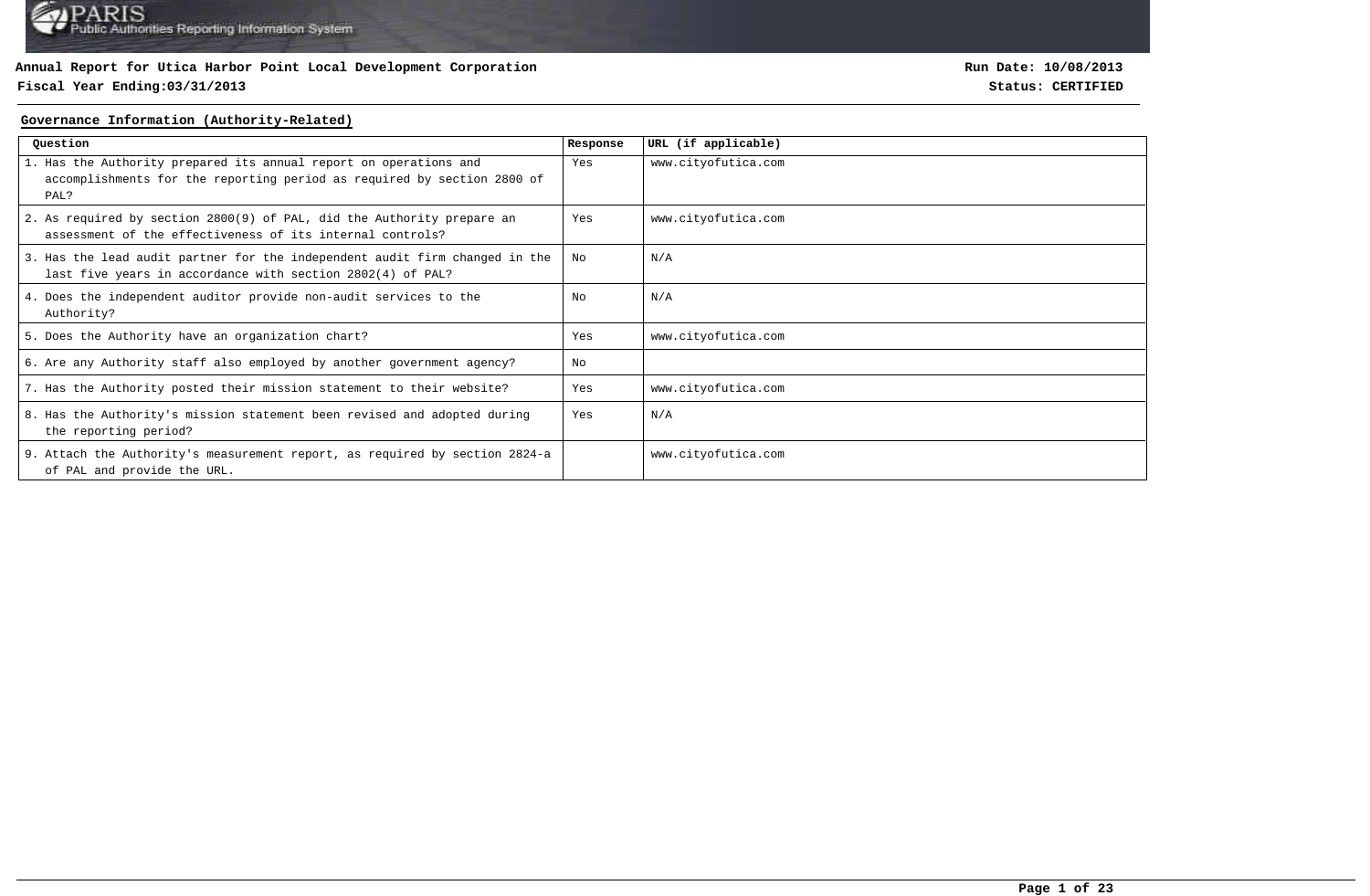**Annual Report for Utica Harbor Point Local Development Corporation**

**Fiscal Year Ending:03/31/2013**

**Run Date: 10/08/2013**

**Status: CERTIFIED**

## Governance Information (Authority-Related)

| Question | Response | URL (if applicable) |
|---|---|---|
| 1. Has the Authority prepared its annual report on operations and accomplishments for the reporting period as required by section 2800 of PAL? | Yes | www.cityofutica.com |
| 2. As required by section 2800(9) of PAL, did the Authority prepare an assessment of the effectiveness of its internal controls? | Yes | www.cityofutica.com |
| 3. Has the lead audit partner for the independent audit firm changed in the last five years in accordance with section 2802(4) of PAL? | No | N/A |
| 4. Does the independent auditor provide non-audit services to the Authority? | No | N/A |
| 5. Does the Authority have an organization chart? | Yes | www.cityofutica.com |
| 6. Are any Authority staff also employed by another government agency? | No | |
| 7. Has the Authority posted their mission statement to their website? | Yes | www.cityofutica.com |
| 8. Has the Authority's mission statement been revised and adopted during the reporting period? | Yes | N/A |
| 9. Attach the Authority's measurement report, as required by section 2824-a of PAL and provide the URL. | | www.cityofutica.com |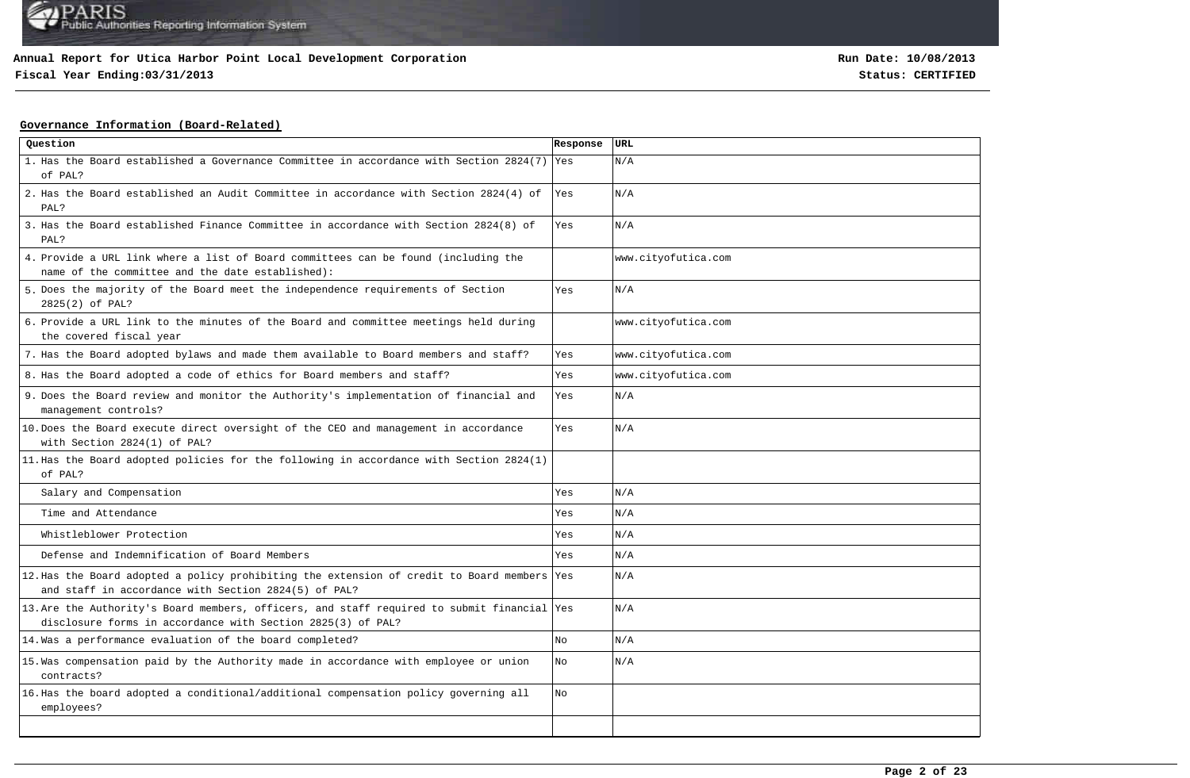**Annual Report for Utica Harbor Point Local Development Corporation**
**Fiscal Year Ending:03/31/2013**

**Run Date: 10/08/2013**
**Status: CERTIFIED**

## Governance Information (Board-Related)

| Question | Response | URL |
|---|---|---|
| 1. Has the Board established a Governance Committee in accordance with Section 2824(7) of PAL? | Yes | N/A |
| 2. Has the Board established an Audit Committee in accordance with Section 2824(4) of PAL? | Yes | N/A |
| 3. Has the Board established Finance Committee in accordance with Section 2824(8) of PAL? | Yes | N/A |
| 4. Provide a URL link where a list of Board committees can be found (including the name of the committee and the date established): | | www.cityofutica.com |
| 5. Does the majority of the Board meet the independence requirements of Section 2825(2) of PAL? | Yes | N/A |
| 6. Provide a URL link to the minutes of the Board and committee meetings held during the covered fiscal year | | www.cityofutica.com |
| 7. Has the Board adopted bylaws and made them available to Board members and staff? | Yes | www.cityofutica.com |
| 8. Has the Board adopted a code of ethics for Board members and staff? | Yes | www.cityofutica.com |
| 9. Does the Board review and monitor the Authority's implementation of financial and management controls? | Yes | N/A |
| 10. Does the Board execute direct oversight of the CEO and management in accordance with Section 2824(1) of PAL? | Yes | N/A |
| 11. Has the Board adopted policies for the following in accordance with Section 2824(1) of PAL? | | |
| Salary and Compensation | Yes | N/A |
| Time and Attendance | Yes | N/A |
| Whistleblower Protection | Yes | N/A |
| Defense and Indemnification of Board Members | Yes | N/A |
| 12. Has the Board adopted a policy prohibiting the extension of credit to Board members and staff in accordance with Section 2824(5) of PAL? | Yes | N/A |
| 13. Are the Authority's Board members, officers, and staff required to submit financial disclosure forms in accordance with Section 2825(3) of PAL? | Yes | N/A |
| 14. Was a performance evaluation of the board completed? | No | N/A |
| 15. Was compensation paid by the Authority made in accordance with employee or union contracts? | No | N/A |
| 16. Has the board adopted a conditional/additional compensation policy governing all employees? | No | |
| | | |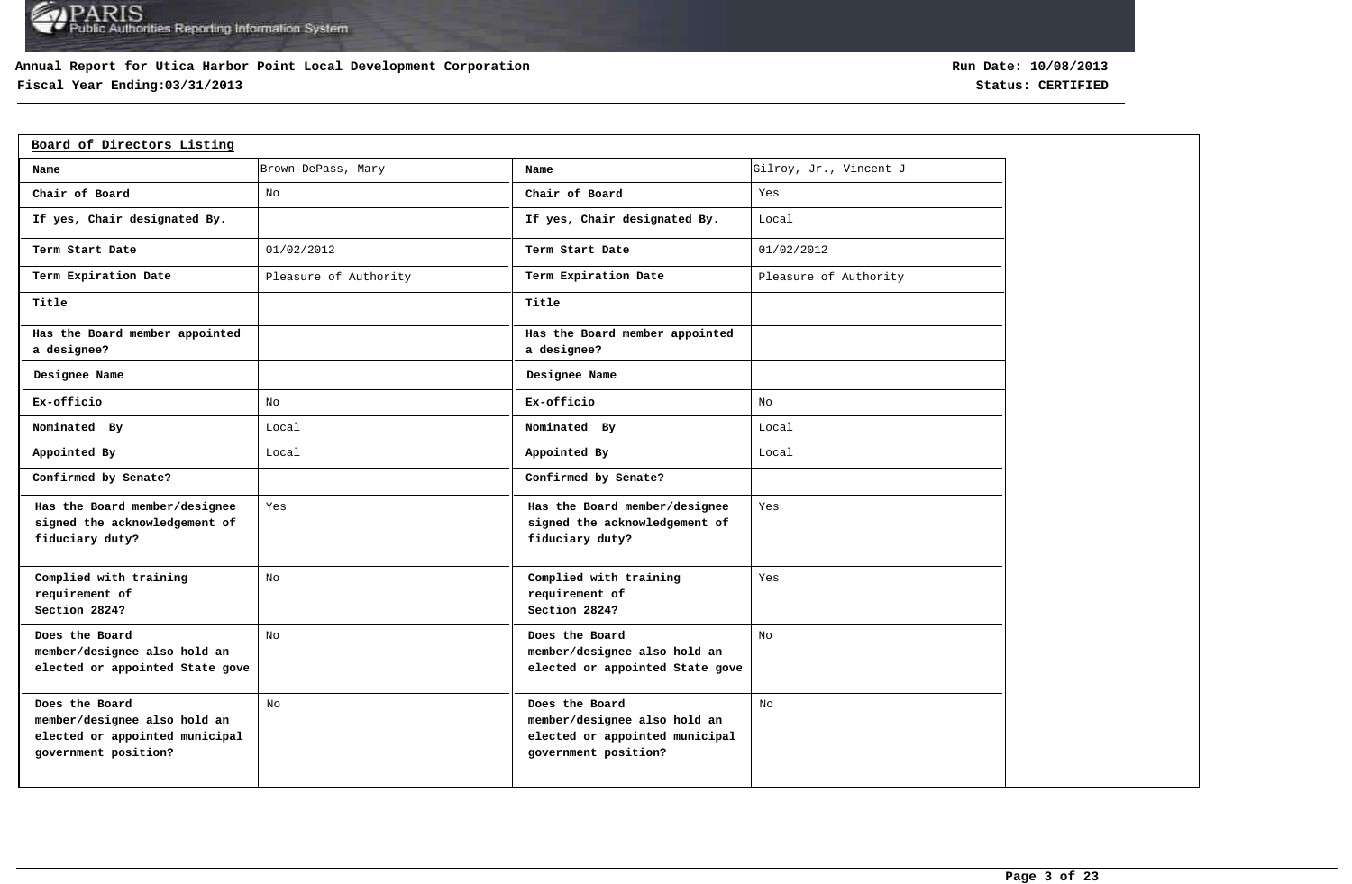**Annual Report for Utica Harbor Point Local Development Corporation**
**Fiscal Year Ending:03/31/2013**

**Run Date: 10/08/2013**
**Status: CERTIFIED**

## Board of Directors Listing

| Name | Brown-DePass, Mary | Name | Gilroy, Jr., Vincent J |
|---|---|---|---|
| Chair of Board | No | Chair of Board | Yes |
| If yes, Chair designated By. | | If yes, Chair designated By. | Local |
| Term Start Date | 01/02/2012 | Term Start Date | 01/02/2012 |
| Term Expiration Date | Pleasure of Authority | Term Expiration Date | Pleasure of Authority |
| Title | | Title | |
| Has the Board member appointed a designee? | | Has the Board member appointed a designee? | |
| Designee Name | | Designee Name | |
| Ex-officio | No | Ex-officio | No |
| Nominated By | Local | Nominated By | Local |
| Appointed By | Local | Appointed By | Local |
| Confirmed by Senate? | | Confirmed by Senate? | |
| Has the Board member/designee signed the acknowledgement of fiduciary duty? | Yes | Has the Board member/designee signed the acknowledgement of fiduciary duty? | Yes |
| Complied with training requirement of Section 2824? | No | Complied with training requirement of Section 2824? | Yes |
| Does the Board member/designee also hold an elected or appointed State gove | No | Does the Board member/designee also hold an elected or appointed State gove | No |
| Does the Board member/designee also hold an elected or appointed municipal government position? | No | Does the Board member/designee also hold an elected or appointed municipal government position? | No |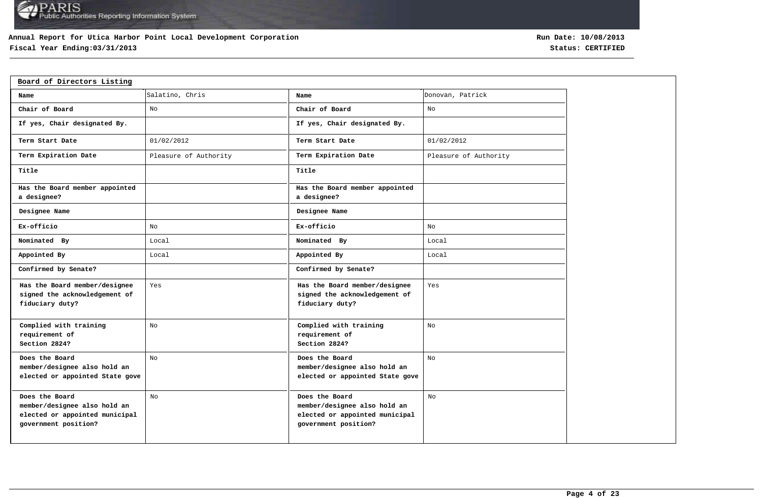# Annual Report for Utica Harbor Point Local Development Corporation

**Fiscal Year Ending:03/31/2013**

**Run Date: 10/08/2013**

**Status: CERTIFIED**

## Board of Directors Listing

| Name | Salatino, Chris | Name | Donovan, Patrick |
|---|---|---|---|
| Chair of Board | No | Chair of Board | No |
| If yes, Chair designated By. | | If yes, Chair designated By. | |
| Term Start Date | 01/02/2012 | Term Start Date | 01/02/2012 |
| Term Expiration Date | Pleasure of Authority | Term Expiration Date | Pleasure of Authority |
| Title | | Title | |
| Has the Board member appointed a designee? | | Has the Board member appointed a designee? | |
| Designee Name | | Designee Name | |
| Ex-officio | No | Ex-officio | No |
| Nominated By | Local | Nominated By | Local |
| Appointed By | Local | Appointed By | Local |
| Confirmed by Senate? | | Confirmed by Senate? | |
| Has the Board member/designee signed the acknowledgement of fiduciary duty? | Yes | Has the Board member/designee signed the acknowledgement of fiduciary duty? | Yes |
| Complied with training requirement of Section 2824? | No | Complied with training requirement of Section 2824? | No |
| Does the Board member/designee also hold an elected or appointed State gove | No | Does the Board member/designee also hold an elected or appointed State gove | No |
| Does the Board member/designee also hold an elected or appointed municipal government position? | No | Does the Board member/designee also hold an elected or appointed municipal government position? | No |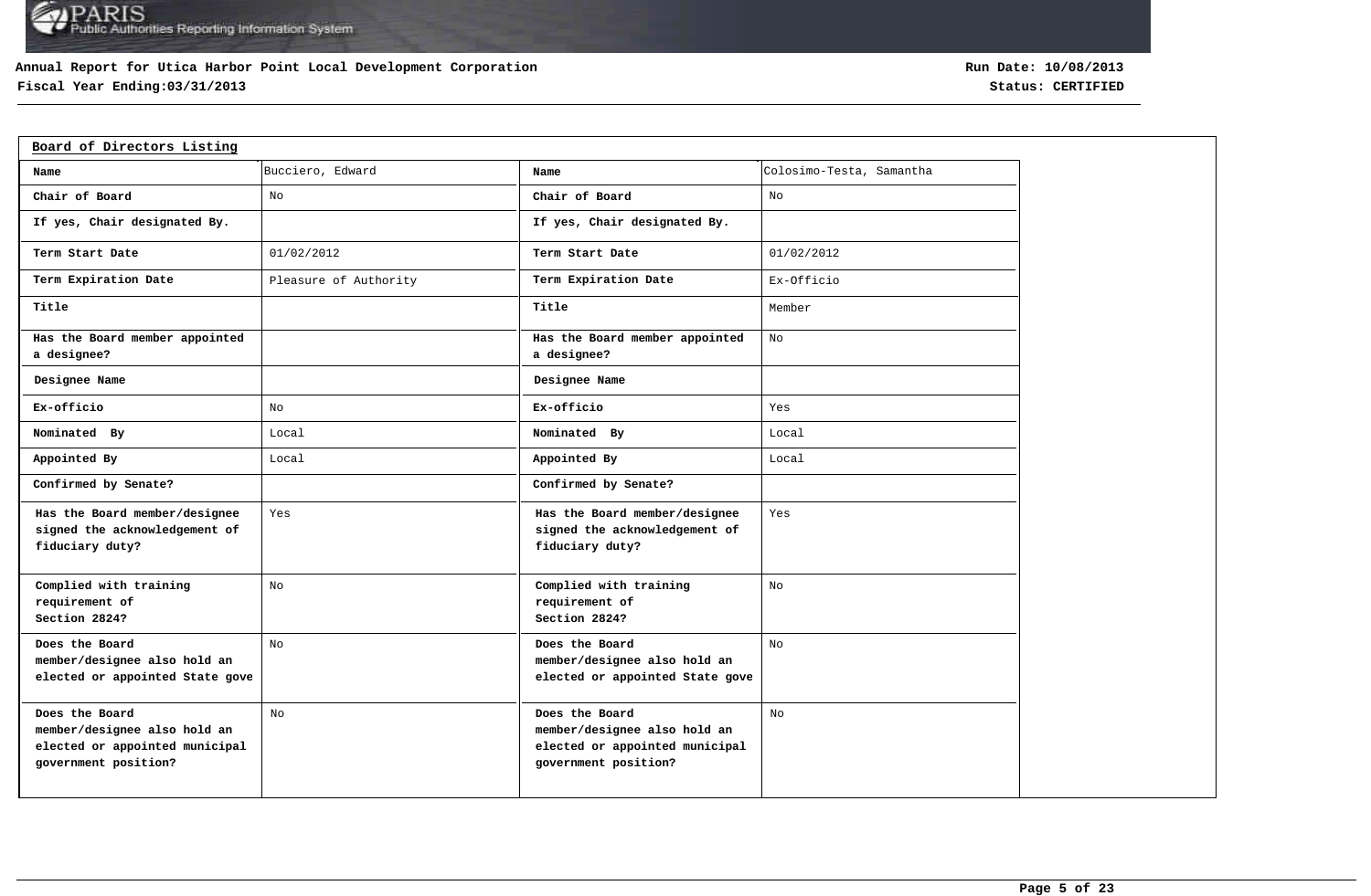**Annual Report for Utica Harbor Point Local Development Corporation**
**Fiscal Year Ending:03/31/2013**

**Run Date: 10/08/2013**
**Status: CERTIFIED**

## Board of Directors Listing

| Name | Bucciero, Edward | Name | Colosimo-Testa, Samantha |
|---|---|---|---|
| Chair of Board | No | Chair of Board | No |
| If yes, Chair designated By. | | If yes, Chair designated By. | |
| Term Start Date | 01/02/2012 | Term Start Date | 01/02/2012 |
| Term Expiration Date | Pleasure of Authority | Term Expiration Date | Ex-Officio |
| Title | | Title | Member |
| Has the Board member appointed a designee? | | Has the Board member appointed a designee? | No |
| Designee Name | | Designee Name | |
| Ex-officio | No | Ex-officio | Yes |
| Nominated By | Local | Nominated By | Local |
| Appointed By | Local | Appointed By | Local |
| Confirmed by Senate? | | Confirmed by Senate? | |
| Has the Board member/designee signed the acknowledgement of fiduciary duty? | Yes | Has the Board member/designee signed the acknowledgement of fiduciary duty? | Yes |
| Complied with training requirement of Section 2824? | No | Complied with training requirement of Section 2824? | No |
| Does the Board member/designee also hold an elected or appointed State gove | No | Does the Board member/designee also hold an elected or appointed State gove | No |
| Does the Board member/designee also hold an elected or appointed municipal government position? | No | Does the Board member/designee also hold an elected or appointed municipal government position? | No |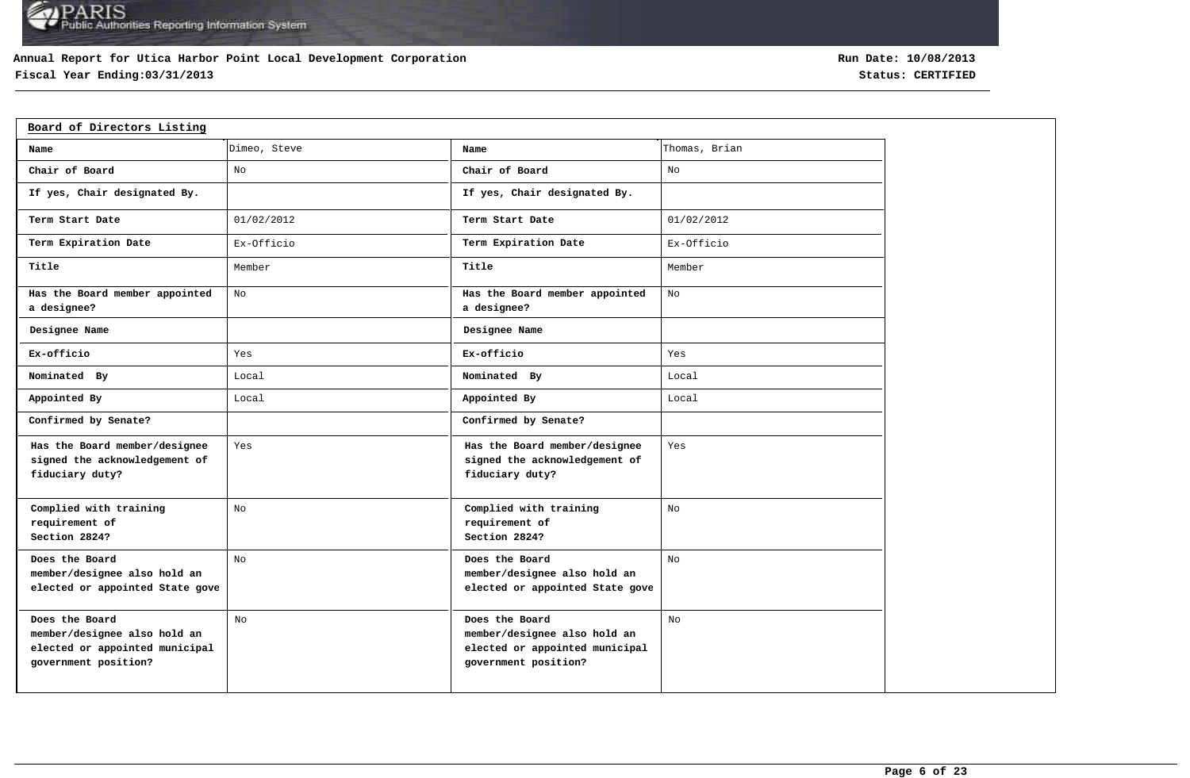**Annual Report for Utica Harbor Point Local Development Corporation**
**Fiscal Year Ending:03/31/2013**

**Run Date: 10/08/2013**
**Status: CERTIFIED**

## Board of Directors Listing

| Name | Dimeo, Steve | Name | Thomas, Brian |
|---|---|---|---|
| Chair of Board | No | Chair of Board | No |
| If yes, Chair designated By. | | If yes, Chair designated By. | |
| Term Start Date | 01/02/2012 | Term Start Date | 01/02/2012 |
| Term Expiration Date | Ex-Officio | Term Expiration Date | Ex-Officio |
| Title | Member | Title | Member |
| Has the Board member appointed a designee? | No | Has the Board member appointed a designee? | No |
| Designee Name | | Designee Name | |
| Ex-officio | Yes | Ex-officio | Yes |
| Nominated By | Local | Nominated By | Local |
| Appointed By | Local | Appointed By | Local |
| Confirmed by Senate? | | Confirmed by Senate? | |
| Has the Board member/designee signed the acknowledgement of fiduciary duty? | Yes | Has the Board member/designee signed the acknowledgement of fiduciary duty? | Yes |
| Complied with training requirement of Section 2824? | No | Complied with training requirement of Section 2824? | No |
| Does the Board member/designee also hold an elected or appointed State gove | No | Does the Board member/designee also hold an elected or appointed State gove | No |
| Does the Board member/designee also hold an elected or appointed municipal government position? | No | Does the Board member/designee also hold an elected or appointed municipal government position? | No |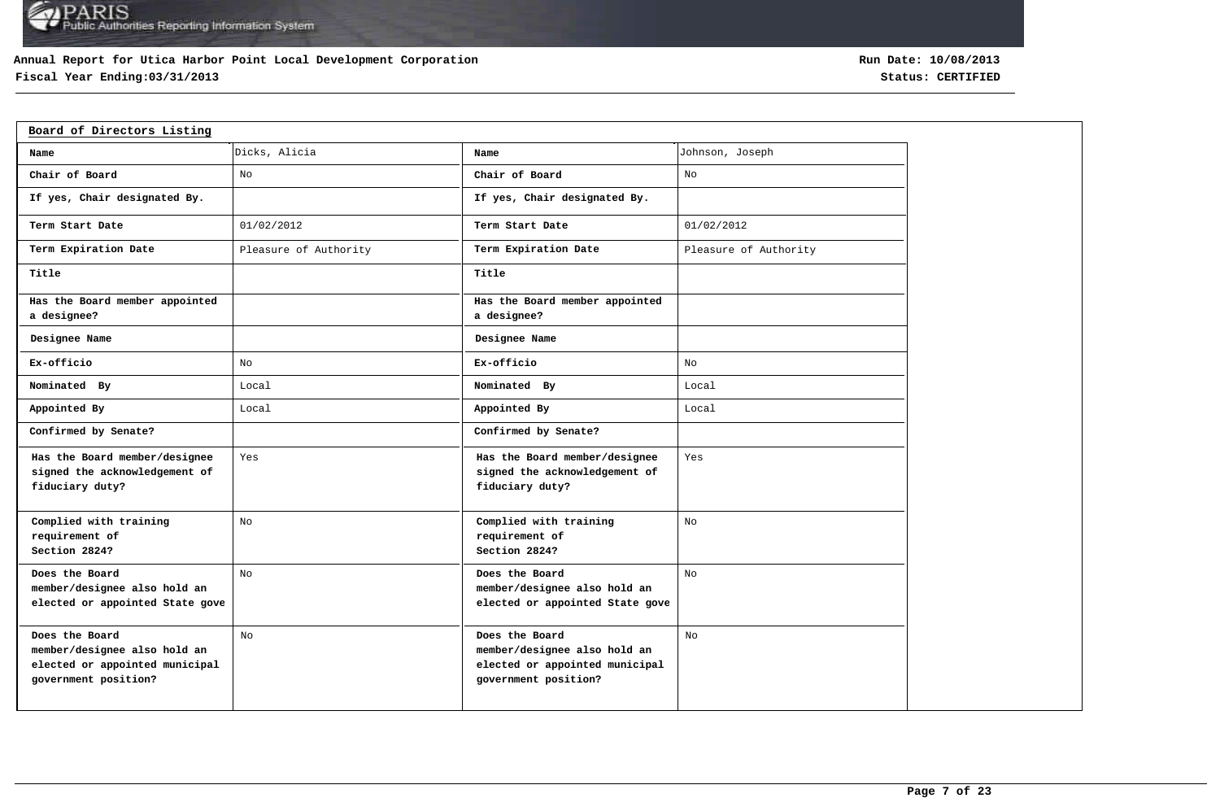Annual Report for Utica Harbor Point Local Development Corporation
Fiscal Year Ending:03/31/2013

Run Date: 10/08/2013
Status: CERTIFIED

## Board of Directors Listing

| Name | Dicks, Alicia | Name | Johnson, Joseph |
|---|---|---|---|
| Chair of Board | No | Chair of Board | No |
| If yes, Chair designated By. | | If yes, Chair designated By. | |
| Term Start Date | 01/02/2012 | Term Start Date | 01/02/2012 |
| Term Expiration Date | Pleasure of Authority | Term Expiration Date | Pleasure of Authority |
| Title | | Title | |
| Has the Board member appointed a designee? | | Has the Board member appointed a designee? | |
| Designee Name | | Designee Name | |
| Ex-officio | No | Ex-officio | No |
| Nominated By | Local | Nominated By | Local |
| Appointed By | Local | Appointed By | Local |
| Confirmed by Senate? | | Confirmed by Senate? | |
| Has the Board member/designee signed the acknowledgement of fiduciary duty? | Yes | Has the Board member/designee signed the acknowledgement of fiduciary duty? | Yes |
| Complied with training requirement of Section 2824? | No | Complied with training requirement of Section 2824? | No |
| Does the Board member/designee also hold an elected or appointed State gove | No | Does the Board member/designee also hold an elected or appointed State gove | No |
| Does the Board member/designee also hold an elected or appointed municipal government position? | No | Does the Board member/designee also hold an elected or appointed municipal government position? | No |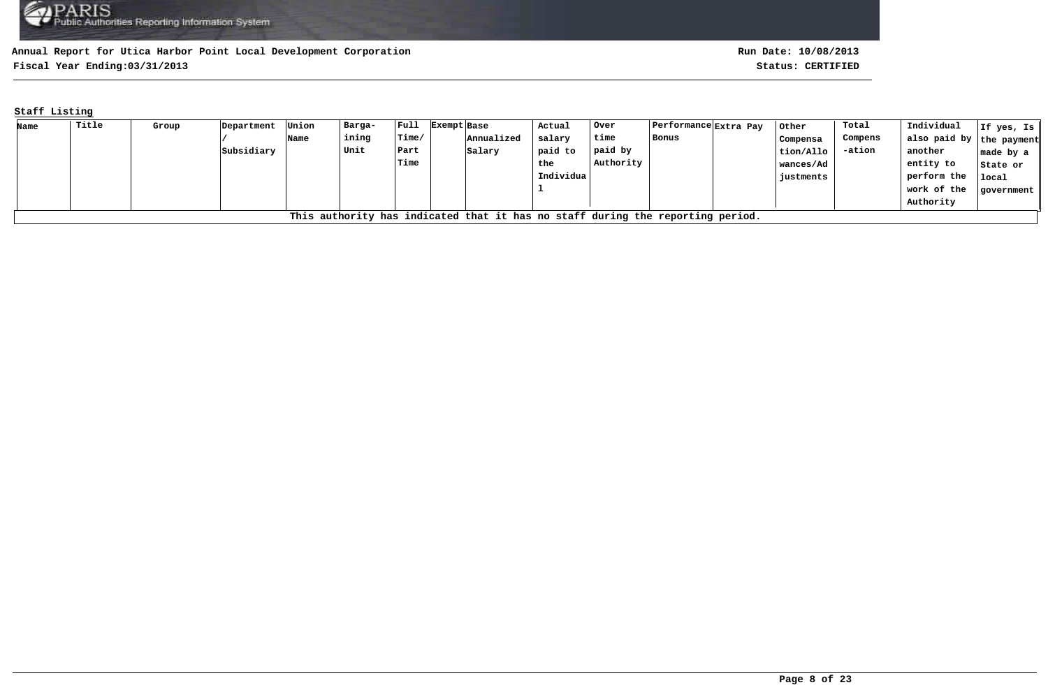Annual Report for Utica Harbor Point Local Development Corporation
Fiscal Year Ending:03/31/2013

Run Date: 10/08/2013
Status: CERTIFIED

## Staff Listing

| Name | Title | Group | Department / Subsidiary | Union Name | Bargaining Unit | Full Time/ Part Time | Exempt | Base Annualized Salary | Actual salary paid to the Individual | Over time paid by Authority | Performance Bonus | Extra Pay | Other Compensation/Allowances/Adjustments | Total Compensation | Individual also paid by another entity to perform the work of the Authority | If yes, Is the payment made by a State or local government |
|---|---|---|---|---|---|---|---|---|---|---|---|---|---|---|---|---|
| This authority has indicated that it has no staff during the reporting period. | | | | | | | | | | | | | | | | |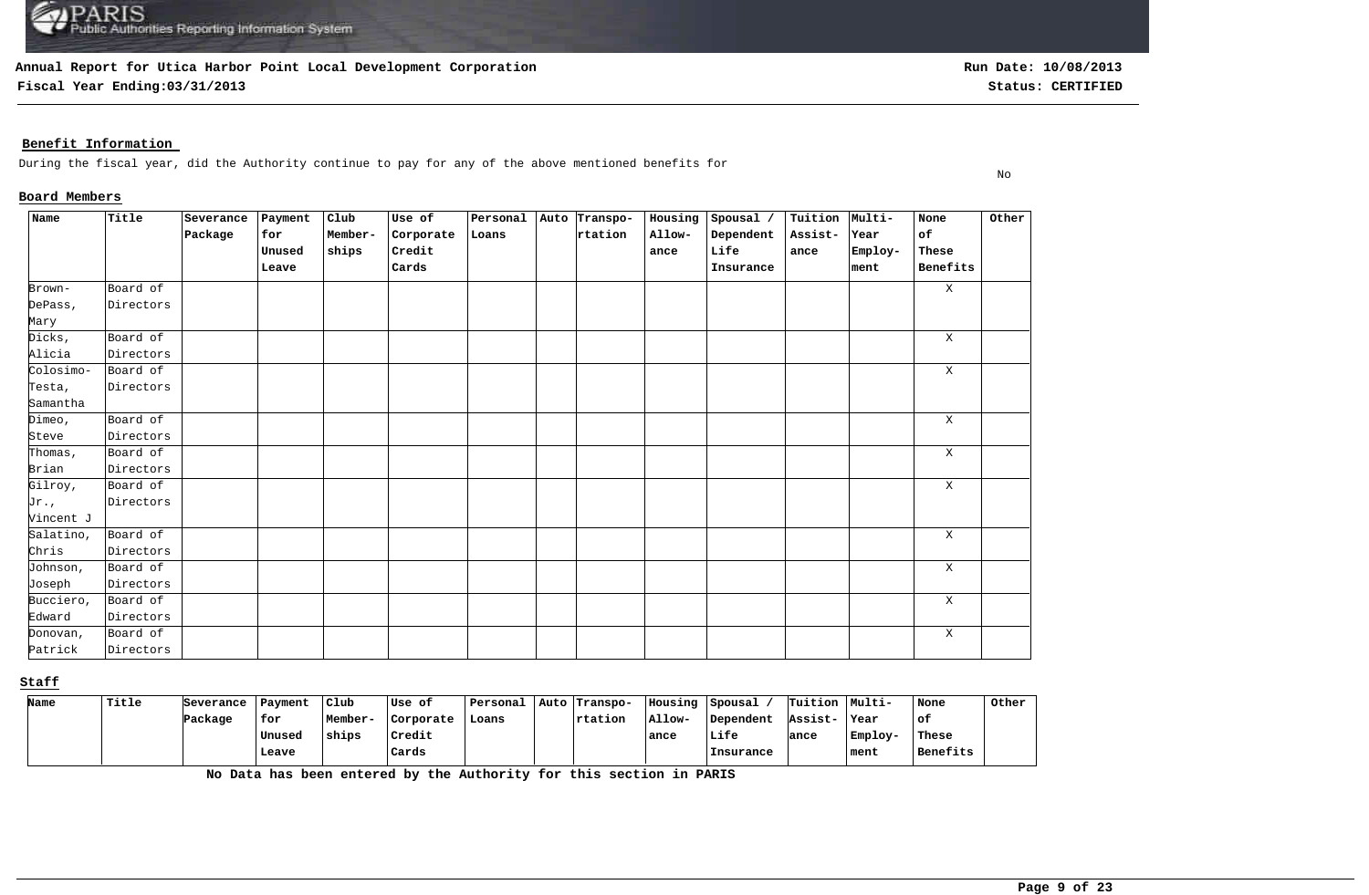**Annual Report for Utica Harbor Point Local Development Corporation**

**Fiscal Year Ending:03/31/2013**

**Run Date: 10/08/2013**

**Status: CERTIFIED**

## Benefit Information

During the fiscal year, did the Authority continue to pay for any of the above mentioned benefits for

No

### Board Members

| Name | Title | Severance Package | Payment for Unused Leave | Club Member-ships | Use of Corporate Credit Cards | Personal Loans | Auto | Transpo-rtation | Housing Allow-ance | Spousal / Dependent Life Insurance | Tuition Assist-ance | Multi-Year Employ-ment | None of These Benefits | Other |
|---|---|---|---|---|---|---|---|---|---|---|---|---|---|---|
| Brown-DePass, Mary | Board of Directors | | | | | | | | | | | | X | |
| Dicks, Alicia | Board of Directors | | | | | | | | | | | | X | |
| Colosimo-Testa, Samantha | Board of Directors | | | | | | | | | | | | X | |
| Dimeo, Steve | Board of Directors | | | | | | | | | | | | X | |
| Thomas, Brian | Board of Directors | | | | | | | | | | | | X | |
| Gilroy, Jr., Vincent J | Board of Directors | | | | | | | | | | | | X | |
| Salatino, Chris | Board of Directors | | | | | | | | | | | | X | |
| Johnson, Joseph | Board of Directors | | | | | | | | | | | | X | |
| Bucciero, Edward | Board of Directors | | | | | | | | | | | | X | |
| Donovan, Patrick | Board of Directors | | | | | | | | | | | | X | |

### Staff

| Name | Title | Severance Package | Payment for Unused Leave | Club Member-ships | Use of Corporate Credit Cards | Personal Loans | Auto | Transpo-rtation | Housing Allow-ance | Spousal / Dependent Life Insurance | Tuition Assist-ance | Multi-Year Employ-ment | None of These Benefits | Other |
|---|---|---|---|---|---|---|---|---|---|---|---|---|---|---|

**No Data has been entered by the Authority for this section in PARIS**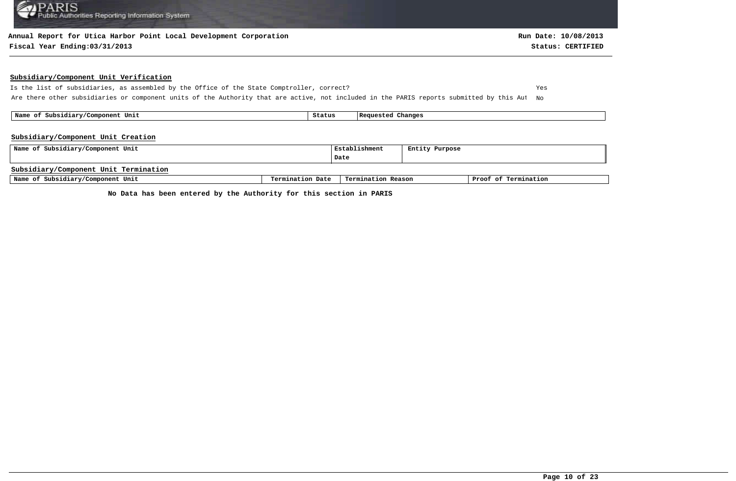Annual Report for Utica Harbor Point Local Development Corporation

Fiscal Year Ending:03/31/2013

Run Date: 10/08/2013

Status: CERTIFIED

## Subsidiary/Component Unit Verification

Is the list of subsidiaries, as assembled by the Office of the State Comptroller, correct? Yes

Are there other subsidiaries or component units of the Authority that are active, not included in the PARIS reports submitted by this Aut No

| Name of Subsidiary/Component Unit | Status | Requested Changes |
|---|---|---|

## Subsidiary/Component Unit Creation

| Name of Subsidiary/Component Unit | Establishment Date | Entity Purpose |
|---|---|---|

## Subsidiary/Component Unit Termination

| Name of Subsidiary/Component Unit | Termination Date | Termination Reason | Proof of Termination |
|---|---|---|---|

**No Data has been entered by the Authority for this section in PARIS**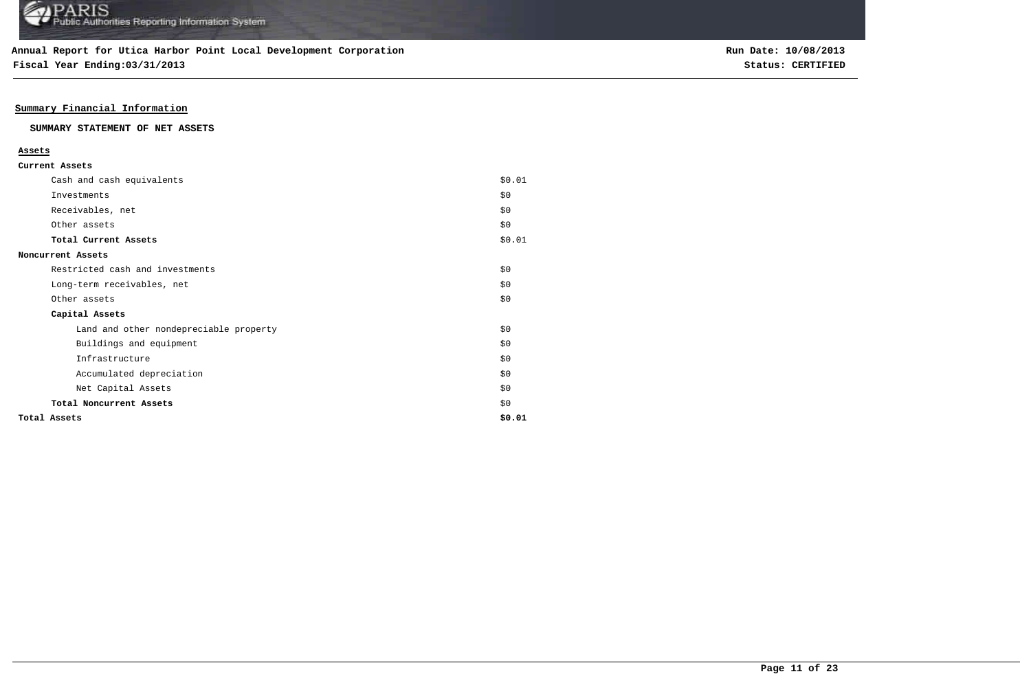**Annual Report for Utica Harbor Point Local Development Corporation**

**Fiscal Year Ending:03/31/2013**

**Run Date: 10/08/2013**

**Status: CERTIFIED**

## Summary Financial Information

### SUMMARY STATEMENT OF NET ASSETS

| **Assets** | |
|---|---|
| **Current Assets** | |
| Cash and cash equivalents | $0.01 |
| Investments | $0 |
| Receivables, net | $0 |
| Other assets | $0 |
| **Total Current Assets** | $0.01 |
| **Noncurrent Assets** | |
| Restricted cash and investments | $0 |
| Long-term receivables, net | $0 |
| Other assets | $0 |
| **Capital Assets** | |
| Land and other nondepreciable property | $0 |
| Buildings and equipment | $0 |
| Infrastructure | $0 |
| Accumulated depreciation | $0 |
| Net Capital Assets | $0 |
| **Total Noncurrent Assets** | $0 |
| **Total Assets** | **$0.01** |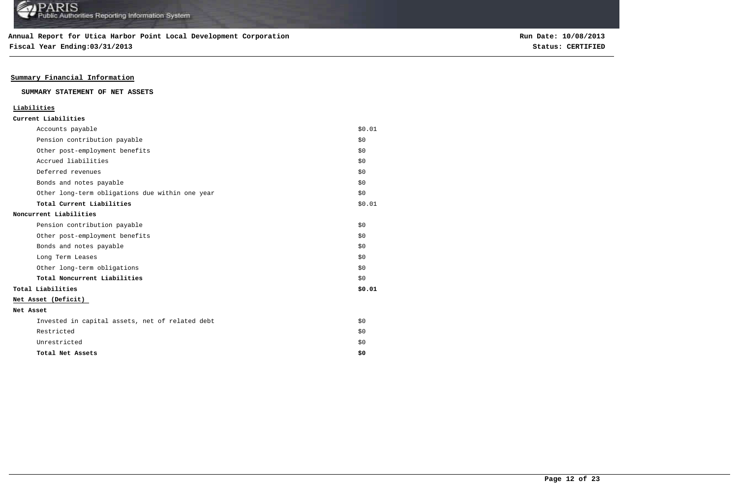**Annual Report for Utica Harbor Point Local Development Corporation**

**Fiscal Year Ending:03/31/2013**

**Run Date: 10/08/2013**

**Status: CERTIFIED**

## Summary Financial Information

### SUMMARY STATEMENT OF NET ASSETS

| **Liabilities** | |
|---|---|
| **Current Liabilities** | |
| Accounts payable | $0.01 |
| Pension contribution payable | $0 |
| Other post-employment benefits | $0 |
| Accrued liabilities | $0 |
| Deferred revenues | $0 |
| Bonds and notes payable | $0 |
| Other long-term obligations due within one year | $0 |
| **Total Current Liabilities** | $0.01 |
| **Noncurrent Liabilities** | |
| Pension contribution payable | $0 |
| Other post-employment benefits | $0 |
| Bonds and notes payable | $0 |
| Long Term Leases | $0 |
| Other long-term obligations | $0 |
| **Total Noncurrent Liabilities** | $0 |
| **Total Liabilities** | **$0.01** |
| **Net Asset (Deficit)** | |
| **Net Asset** | |
| Invested in capital assets, net of related debt | $0 |
| Restricted | $0 |
| Unrestricted | $0 |
| **Total Net Assets** | **$0** |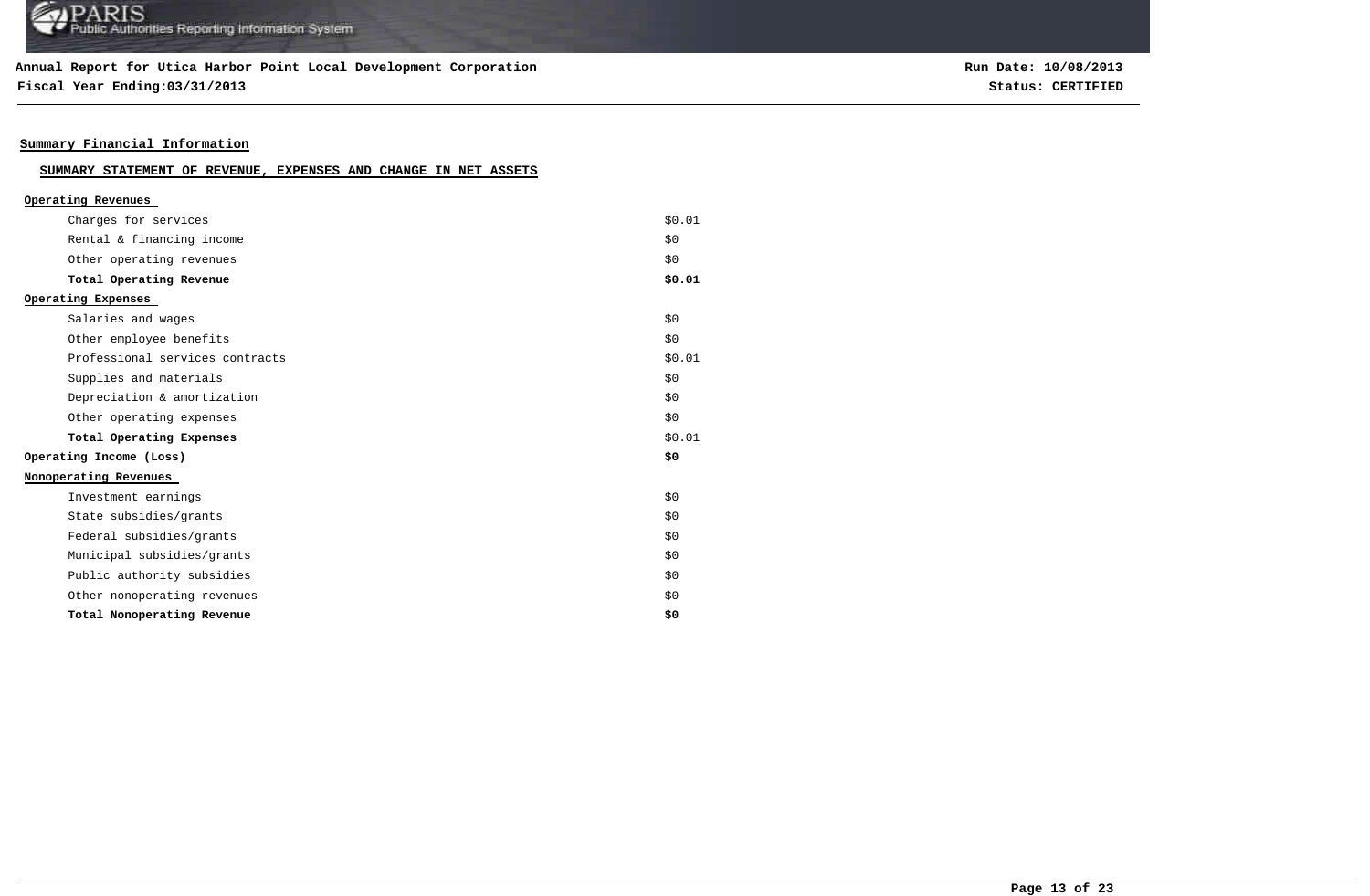**Annual Report for Utica Harbor Point Local Development Corporation**
**Fiscal Year Ending:03/31/2013**

**Run Date: 10/08/2013**
**Status: CERTIFIED**

## Summary Financial Information

### SUMMARY STATEMENT OF REVENUE, EXPENSES AND CHANGE IN NET ASSETS

| | |
|---|---|
| **Operating Revenues** | |
| Charges for services | $0.01 |
| Rental & financing income | $0 |
| Other operating revenues | $0 |
| **Total Operating Revenue** | **$0.01** |
| **Operating Expenses** | |
| Salaries and wages | $0 |
| Other employee benefits | $0 |
| Professional services contracts | $0.01 |
| Supplies and materials | $0 |
| Depreciation & amortization | $0 |
| Other operating expenses | $0 |
| **Total Operating Expenses** | $0.01 |
| **Operating Income (Loss)** | **$0** |
| **Nonoperating Revenues** | |
| Investment earnings | $0 |
| State subsidies/grants | $0 |
| Federal subsidies/grants | $0 |
| Municipal subsidies/grants | $0 |
| Public authority subsidies | $0 |
| Other nonoperating revenues | $0 |
| **Total Nonoperating Revenue** | **$0** |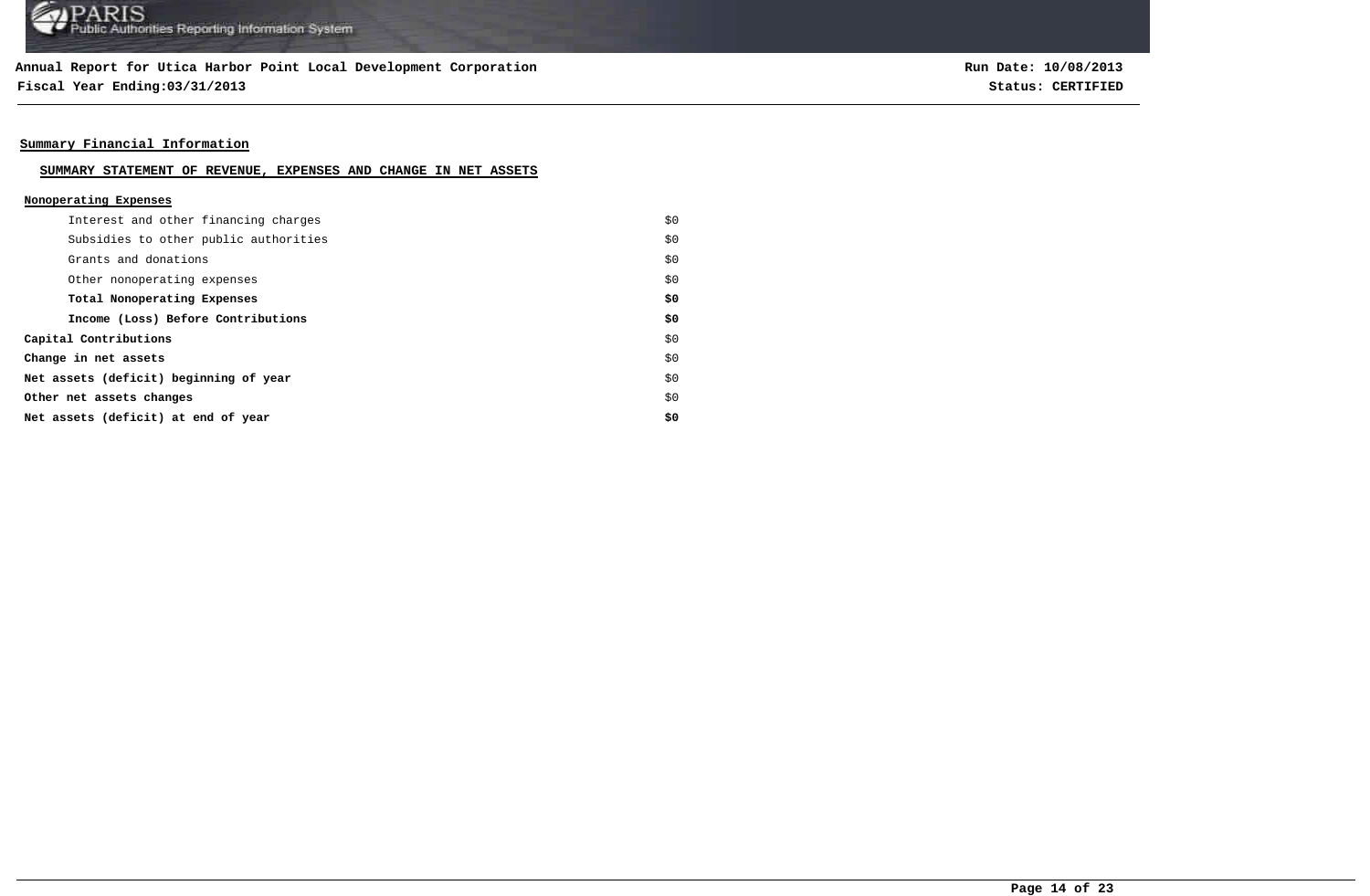**Annual Report for Utica Harbor Point Local Development Corporation**
**Fiscal Year Ending:03/31/2013**

**Run Date: 10/08/2013**
**Status: CERTIFIED**

## Summary Financial Information

### SUMMARY STATEMENT OF REVENUE, EXPENSES AND CHANGE IN NET ASSETS

| **Nonoperating Expenses** | |
|---|---|
| Interest and other financing charges | $0 |
| Subsidies to other public authorities | $0 |
| Grants and donations | $0 |
| Other nonoperating expenses | $0 |
| **Total Nonoperating Expenses** | **$0** |
| **Income (Loss) Before Contributions** | **$0** |
| **Capital Contributions** | $0 |
| **Change in net assets** | $0 |
| **Net assets (deficit) beginning of year** | $0 |
| **Other net assets changes** | $0 |
| **Net assets (deficit) at end of year** | **$0** |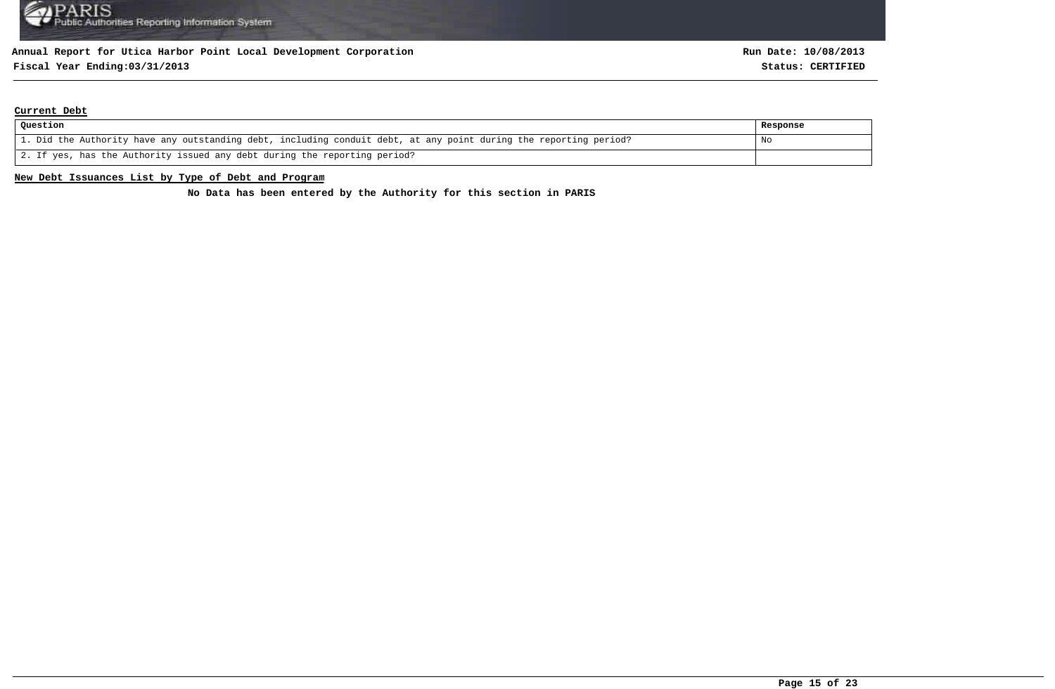**Annual Report for Utica Harbor Point Local Development Corporation**

**Fiscal Year Ending:03/31/2013**

**Run Date: 10/08/2013**

**Status: CERTIFIED**

## Current Debt

| Question | Response |
|---|---|
| 1. Did the Authority have any outstanding debt, including conduit debt, at any point during the reporting period? | No |
| 2. If yes, has the Authority issued any debt during the reporting period? | |

## New Debt Issuances List by Type of Debt and Program

**No Data has been entered by the Authority for this section in PARIS**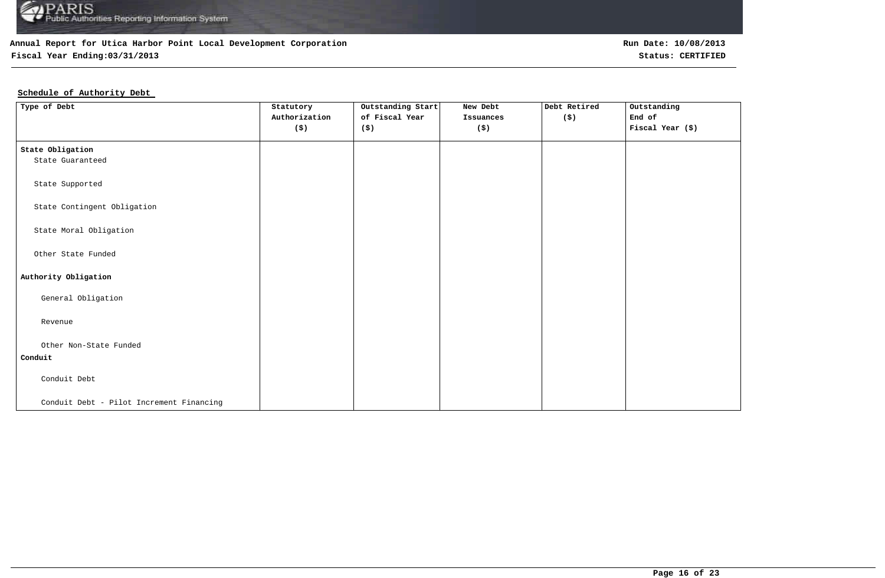**Annual Report for Utica Harbor Point Local Development Corporation**

**Fiscal Year Ending:03/31/2013**

**Run Date: 10/08/2013**

**Status: CERTIFIED**

## Schedule of Authority Debt

| Type of Debt | Statutory Authorization ($) | Outstanding Start of Fiscal Year ($) | New Debt Issuances ($) | Debt Retired ($) | Outstanding End of Fiscal Year ($) |
|---|---|---|---|---|---|
| **State Obligation** | | | | | |
| State Guaranteed | | | | | |
| State Supported | | | | | |
| State Contingent Obligation | | | | | |
| State Moral Obligation | | | | | |
| Other State Funded | | | | | |
| **Authority Obligation** | | | | | |
| General Obligation | | | | | |
| Revenue | | | | | |
| Other Non-State Funded | | | | | |
| **Conduit** | | | | | |
| Conduit Debt | | | | | |
| Conduit Debt - Pilot Increment Financing | | | | | |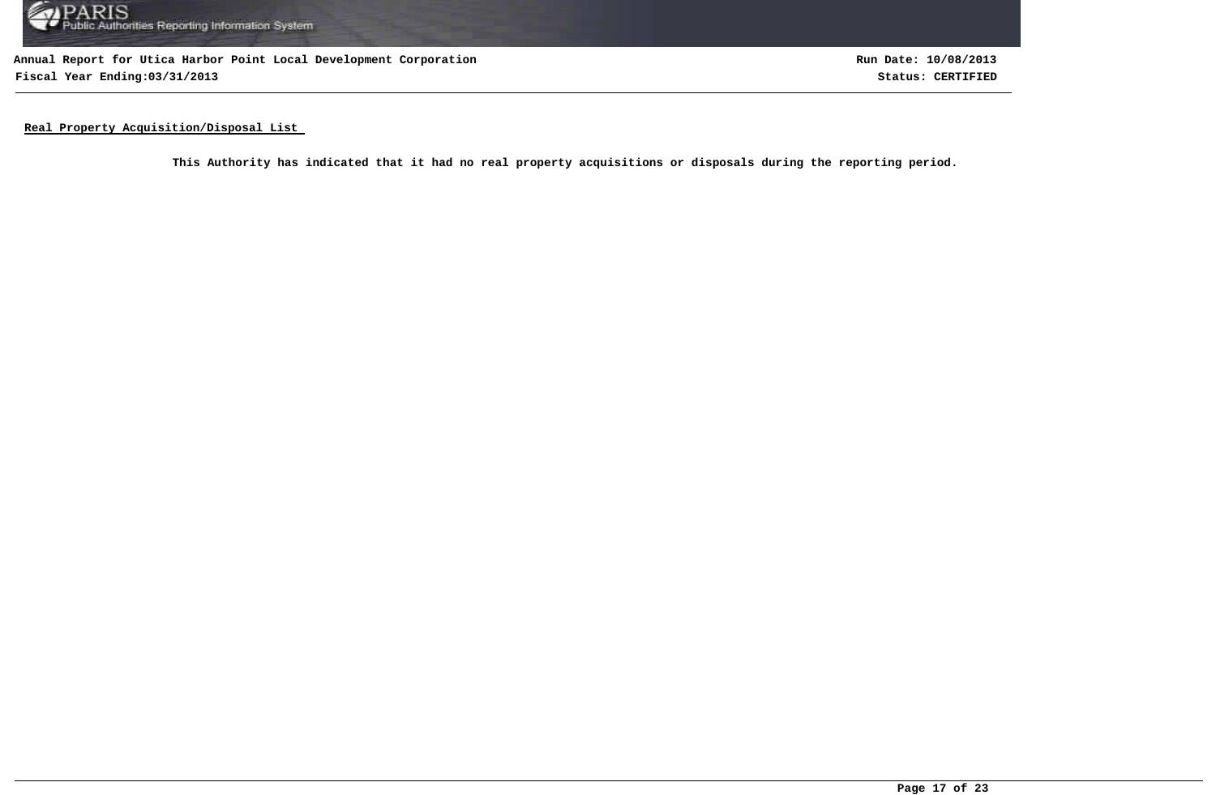**Real Property Acquisition/Disposal List**

**This Authority has indicated that it had no real property acquisitions or disposals during the reporting period.**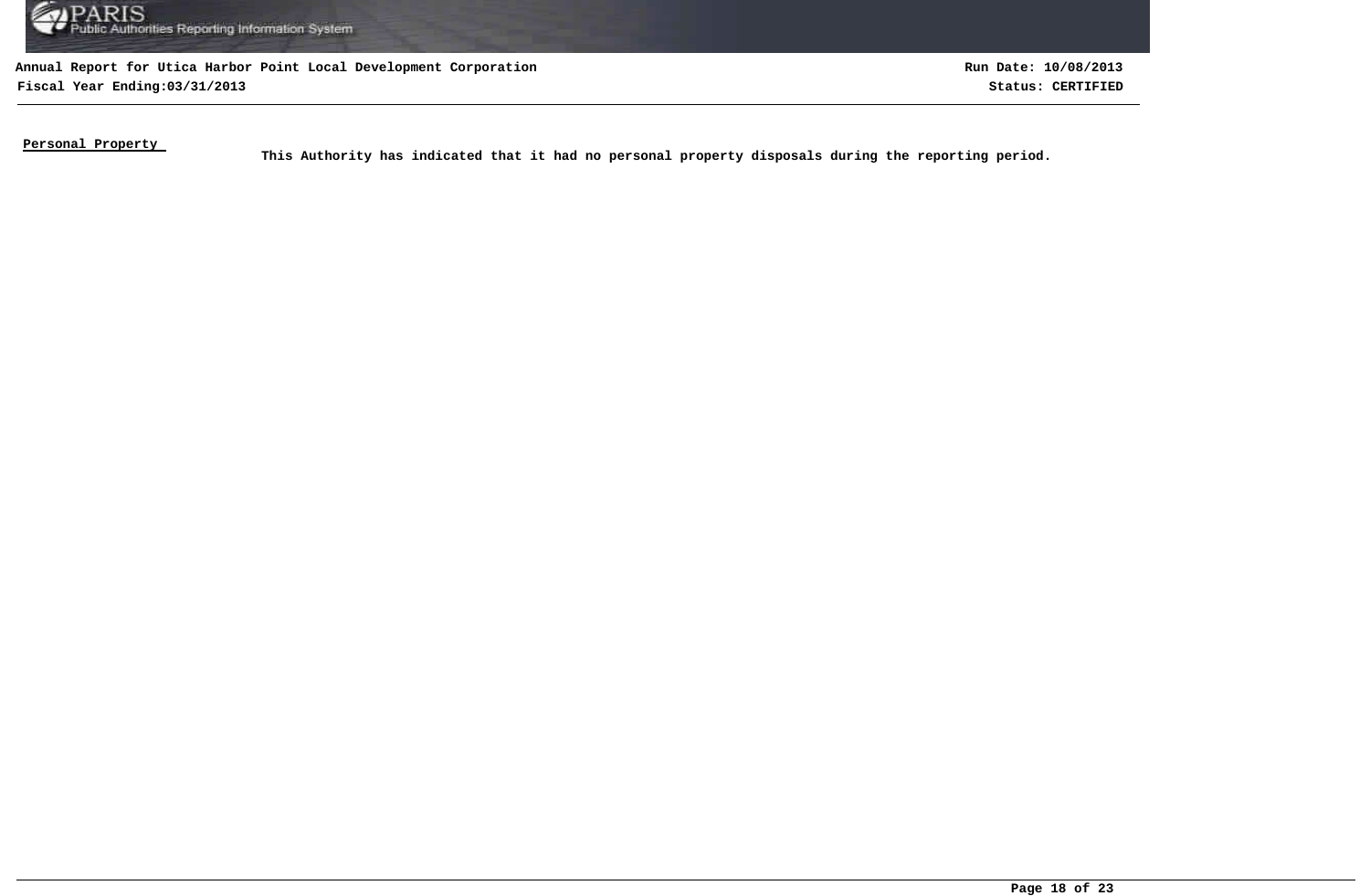**Personal Property**

**This Authority has indicated that it had no personal property disposals during the reporting period.**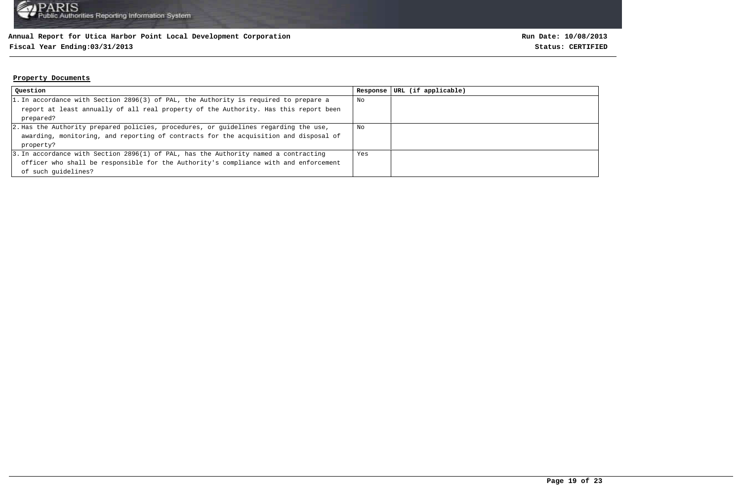**Annual Report for Utica Harbor Point Local Development Corporation**
**Fiscal Year Ending:03/31/2013**

**Run Date: 10/08/2013**
**Status: CERTIFIED**

## Property Documents

| Question | Response | URL (if applicable) |
|---|---|---|
| 1. In accordance with Section 2896(3) of PAL, the Authority is required to prepare a report at least annually of all real property of the Authority. Has this report been prepared? | No | |
| 2. Has the Authority prepared policies, procedures, or guidelines regarding the use, awarding, monitoring, and reporting of contracts for the acquisition and disposal of property? | No | |
| 3. In accordance with Section 2896(1) of PAL, has the Authority named a contracting officer who shall be responsible for the Authority's compliance with and enforcement of such guidelines? | Yes | |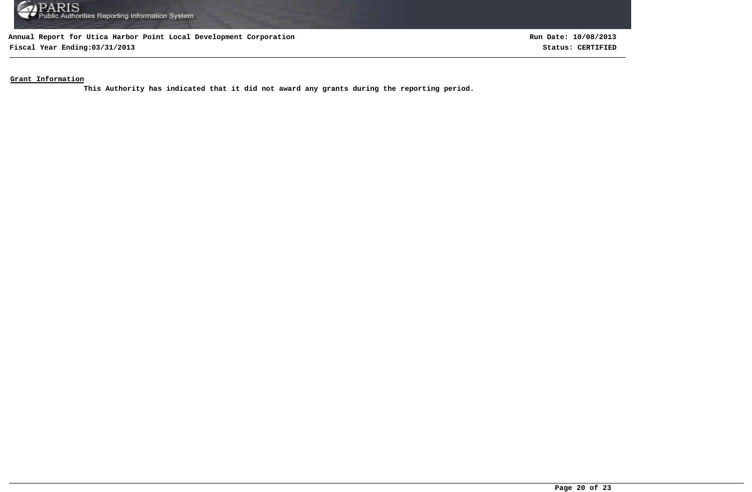**Grant Information**

**This Authority has indicated that it did not award any grants during the reporting period.**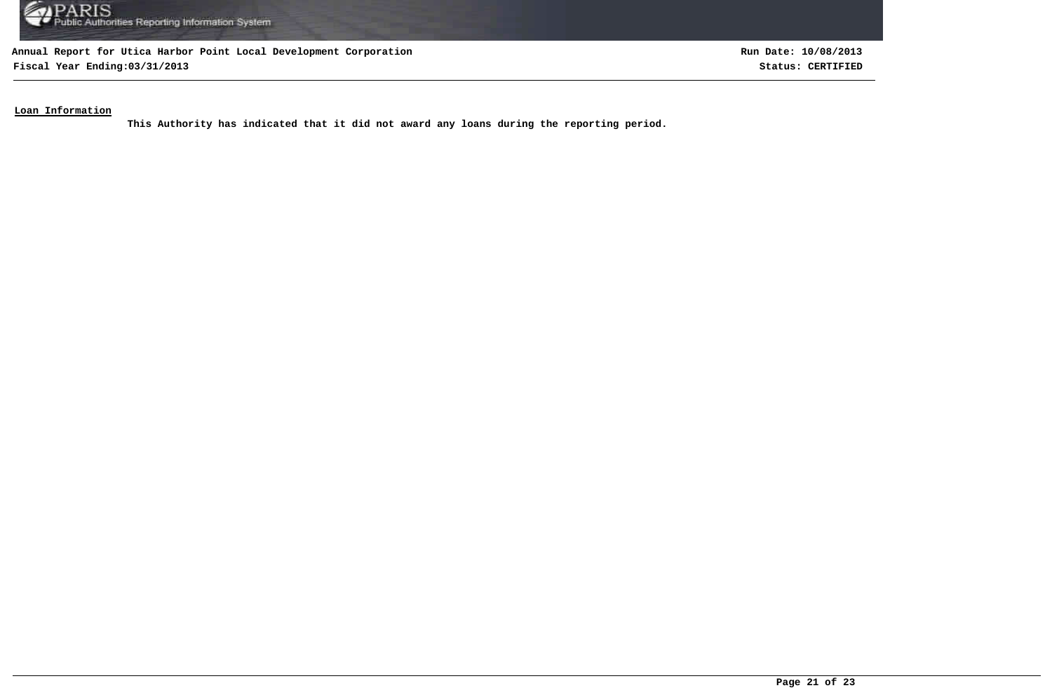**Loan Information**

**This Authority has indicated that it did not award any loans during the reporting period.**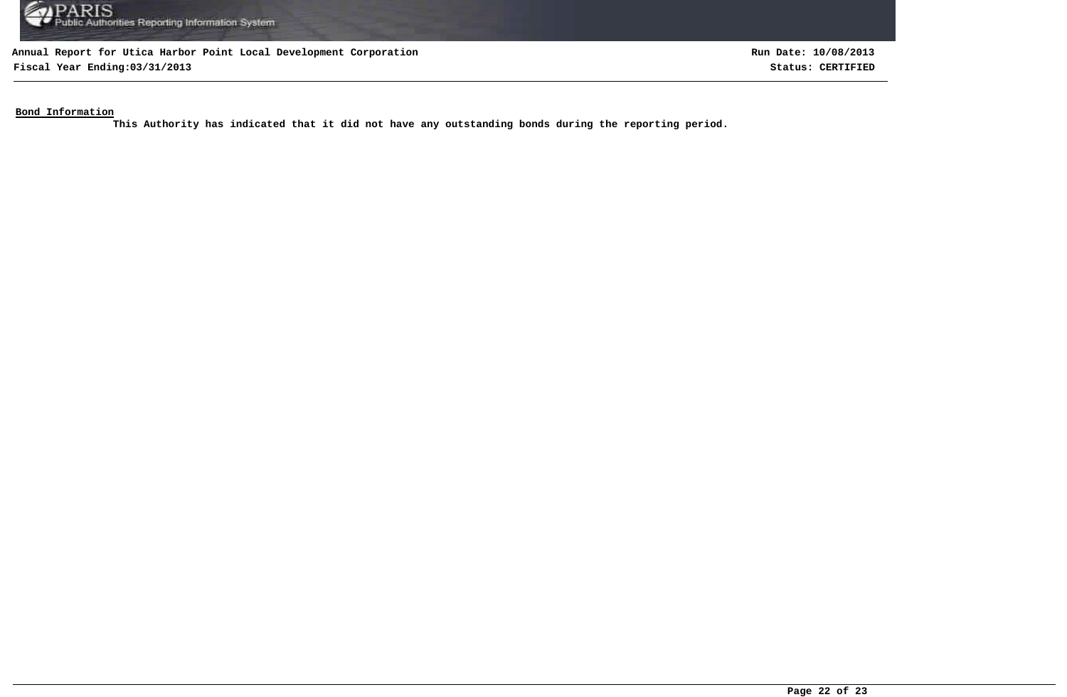**Annual Report for Utica Harbor Point Local Development Corporation**
**Fiscal Year Ending:03/31/2013**

**Run Date: 10/08/2013**
**Status: CERTIFIED**

**Bond Information**

**This Authority has indicated that it did not have any outstanding bonds during the reporting period.**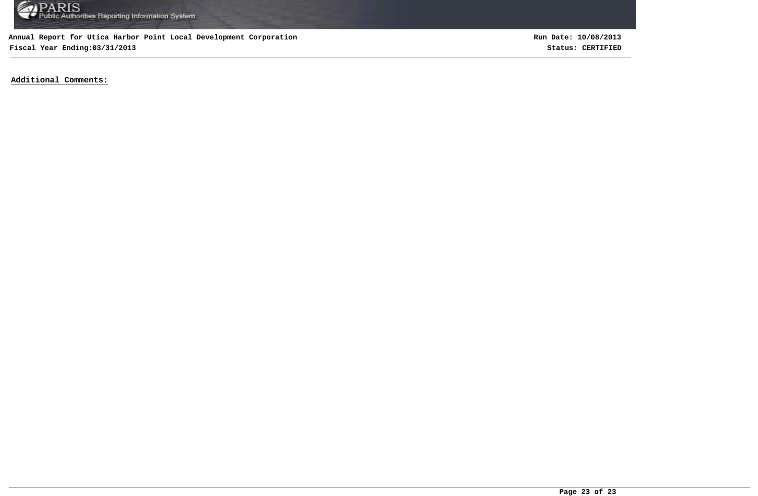**Additional Comments:**